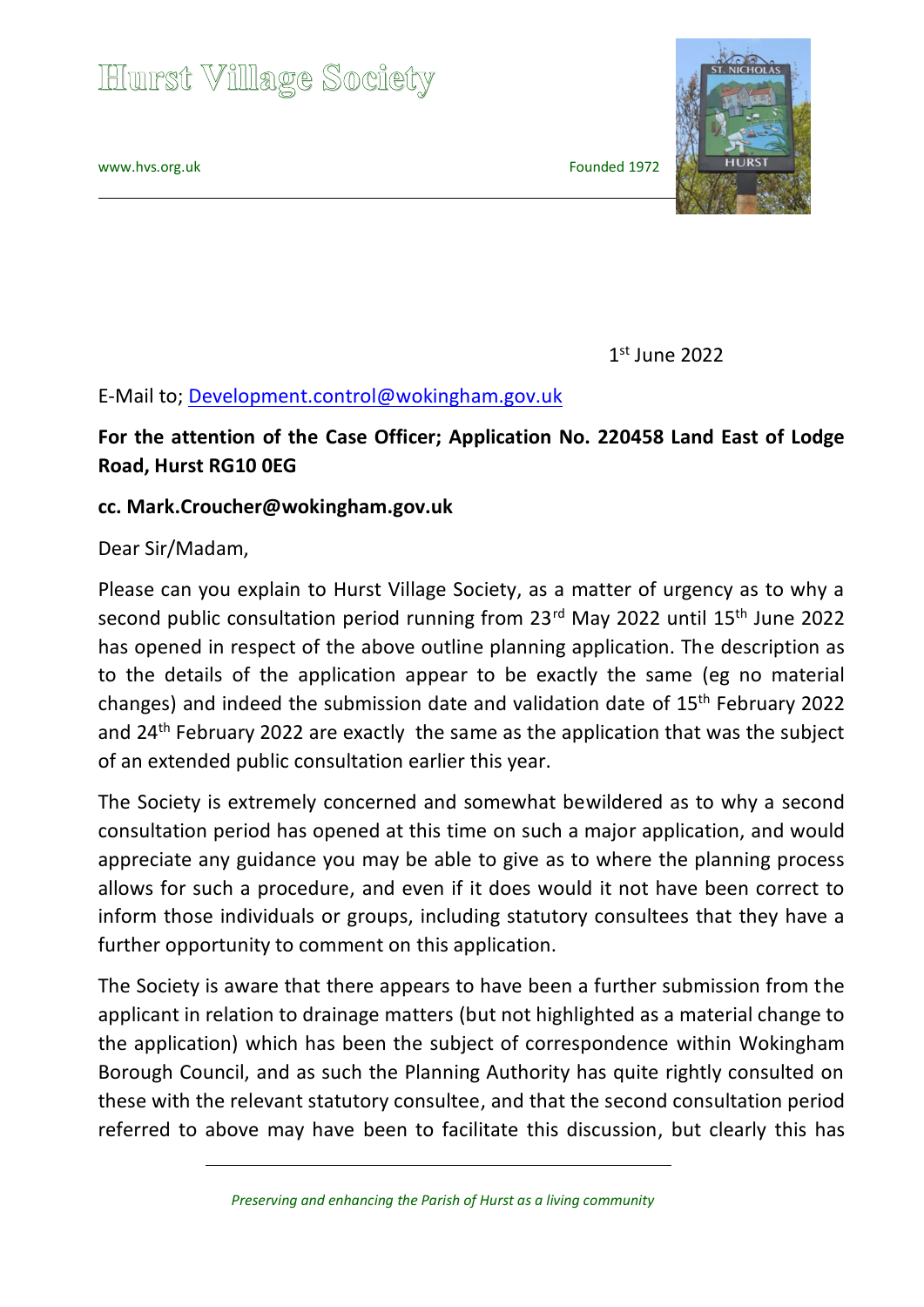# Hurst Village Society

www.hvs.org.uk Founded 1972

1st June 2022

E-Mail to; Development.control@wokingham.gov.uk

**For the attention of the Case Officer; Application No. 220458 Land East of Lodge Road, Hurst RG10 0EG**

**cc. Mark.Croucher@wokingham.gov.uk**

Dear Sir/Madam,

Please can you explain to Hurst Village Society, as a matter of urgency as to why a second public consultation period running from 23rd May 2022 until 15th June 2022 has opened in respect of the above outline planning application. The description as to the details of the application appear to be exactly the same (eg no material changes) and indeed the submission date and validation date of 15th February 2022 and 24th February 2022 are exactly the same as the application that was the subject of an extended public consultation earlier this year.

The Society is extremely concerned and somewhat bewildered as to why a second consultation period has opened at this time on such a major application, and would appreciate any guidance you may be able to give as to where the planning process allows for such a procedure, and even if it does would it not have been correct to inform those individuals or groups, including statutory consultees that they have a further opportunity to comment on this application.

The Society is aware that there appears to have been a further submission from the applicant in relation to drainage matters (but not highlighted as a material change to the application) which has been the subject of correspondence within Wokingham Borough Council, and as such the Planning Authority has quite rightly consulted on these with the relevant statutory consultee, and that the second consultation period referred to above may have been to facilitate this discussion, but clearly this has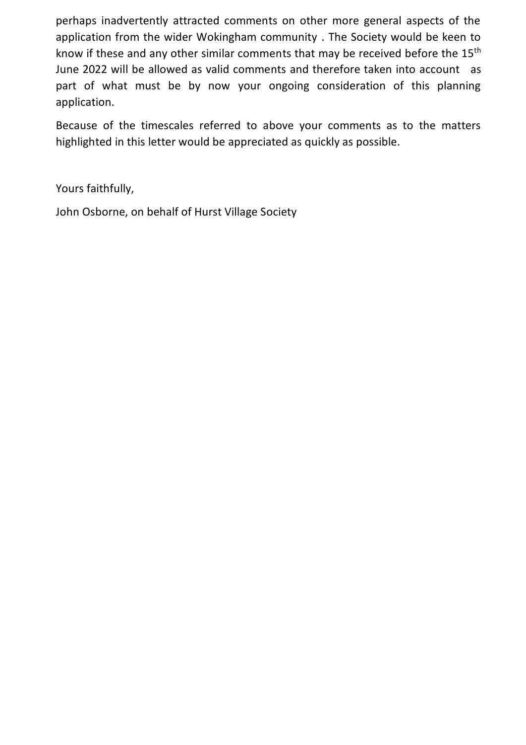perhaps inadvertently attracted comments on other more general aspects of the application from the wider Wokingham community . The Society would be keen to know if these and any other similar comments that may be received before the 15th June 2022 will be allowed as valid comments and therefore taken into account as part of what must be by now your ongoing consideration of this planning application.

Because of the timescales referred to above your comments as to the matters highlighted in this letter would be appreciated as quickly as possible.

Yours faithfully,

John Osborne, on behalf of Hurst Village Society